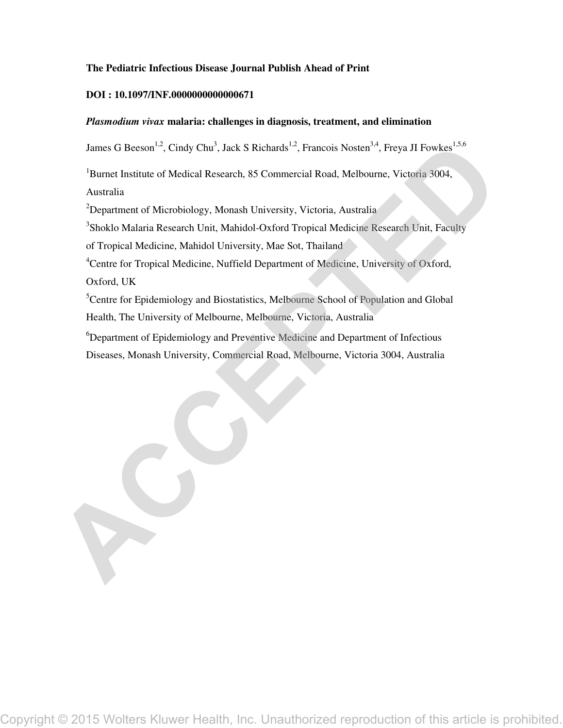**The Pediatric Infectious Disease Journal Publish Ahead of Print**

**DOI : 10.1097/INF.0000000000000671**

# *Plasmodium vivax* malaria: challenges in diagnosis, treatment, and elimination

James G Beeson[1,2], Cindy Chu[3], Jack S Richards[1,2], Francois Nosten[3,4], Freya JI Fowkes[1,5,6]

[1]Burnet Institute of Medical Research, 85 Commercial Road, Melbourne, Victoria 3004, Australia

[2]Department of Microbiology, Monash University, Victoria, Australia

[3]Shoklo Malaria Research Unit, Mahidol-Oxford Tropical Medicine Research Unit, Faculty of Tropical Medicine, Mahidol University, Mae Sot, Thailand

[4]Centre for Tropical Medicine, Nuffield Department of Medicine, University of Oxford, Oxford, UK

[5]Centre for Epidemiology and Biostatistics, Melbourne School of Population and Global Health, The University of Melbourne, Melbourne, Victoria, Australia

[6]Department of Epidemiology and Preventive Medicine and Department of Infectious Diseases, Monash University, Commercial Road, Melbourne, Victoria 3004, Australia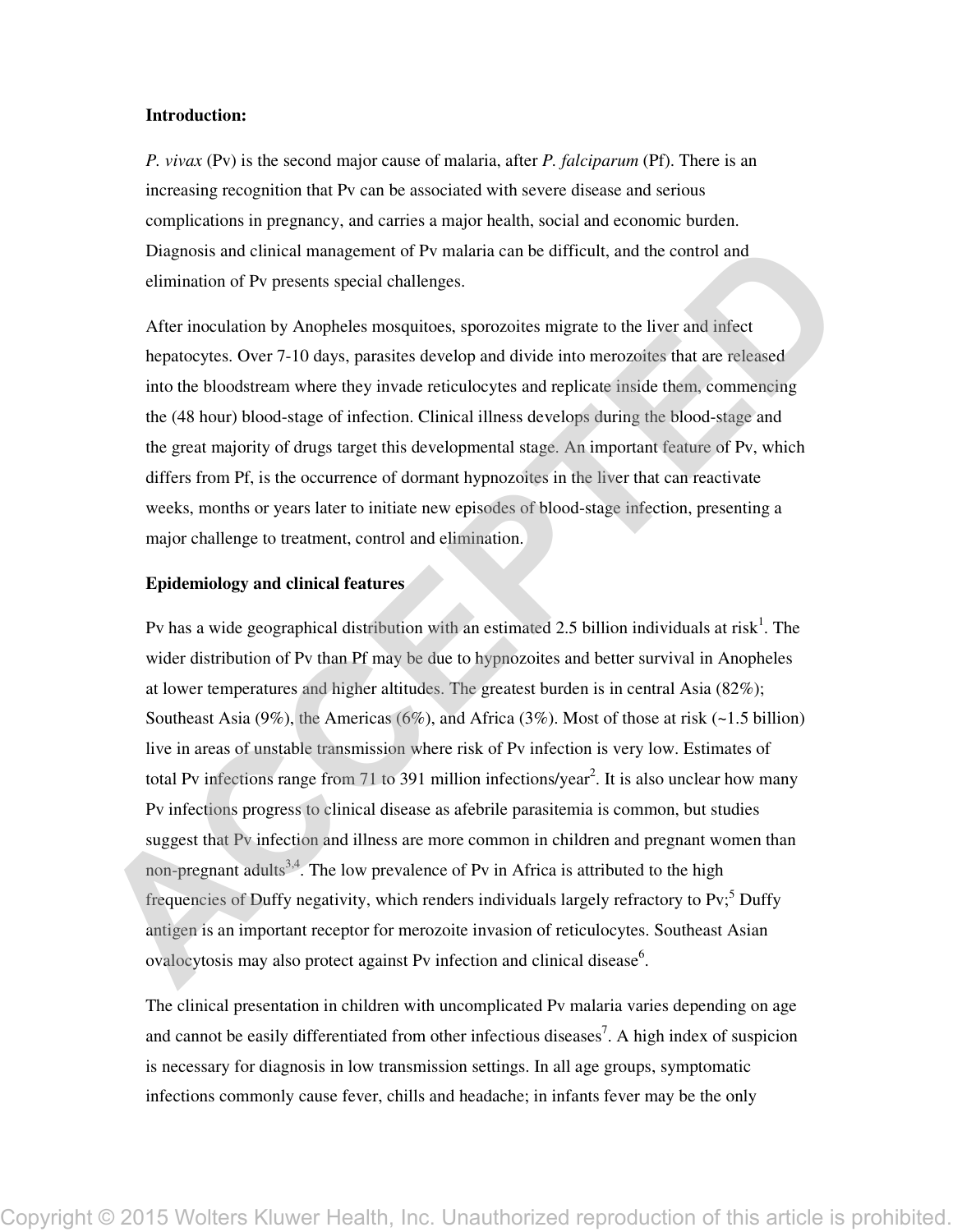**Introduction:**

*P. vivax* (Pv) is the second major cause of malaria, after *P. falciparum* (Pf). There is an increasing recognition that Pv can be associated with severe disease and serious complications in pregnancy, and carries a major health, social and economic burden. Diagnosis and clinical management of Pv malaria can be difficult, and the control and elimination of Pv presents special challenges.

After inoculation by Anopheles mosquitoes, sporozoites migrate to the liver and infect hepatocytes. Over 7-10 days, parasites develop and divide into merozoites that are released into the bloodstream where they invade reticulocytes and replicate inside them, commencing the (48 hour) blood-stage of infection. Clinical illness develops during the blood-stage and the great majority of drugs target this developmental stage. An important feature of Pv, which differs from Pf, is the occurrence of dormant hypnozoites in the liver that can reactivate weeks, months or years later to initiate new episodes of blood-stage infection, presenting a major challenge to treatment, control and elimination.

**Epidemiology and clinical features**

Pv has a wide geographical distribution with an estimated 2.5 billion individuals at risk[1]. The wider distribution of Pv than Pf may be due to hypnozoites and better survival in Anopheles at lower temperatures and higher altitudes. The greatest burden is in central Asia (82%); Southeast Asia (9%), the Americas (6%), and Africa (3%). Most of those at risk (~1.5 billion) live in areas of unstable transmission where risk of Pv infection is very low. Estimates of total Pv infections range from 71 to 391 million infections/year[2]. It is also unclear how many Pv infections progress to clinical disease as afebrile parasitemia is common, but studies suggest that Pv infection and illness are more common in children and pregnant women than non-pregnant adults[3,4]. The low prevalence of Pv in Africa is attributed to the high frequencies of Duffy negativity, which renders individuals largely refractory to Pv;[5] Duffy antigen is an important receptor for merozoite invasion of reticulocytes. Southeast Asian ovalocytosis may also protect against Pv infection and clinical disease[6].

The clinical presentation in children with uncomplicated Pv malaria varies depending on age and cannot be easily differentiated from other infectious diseases[7]. A high index of suspicion is necessary for diagnosis in low transmission settings. In all age groups, symptomatic infections commonly cause fever, chills and headache; in infants fever may be the only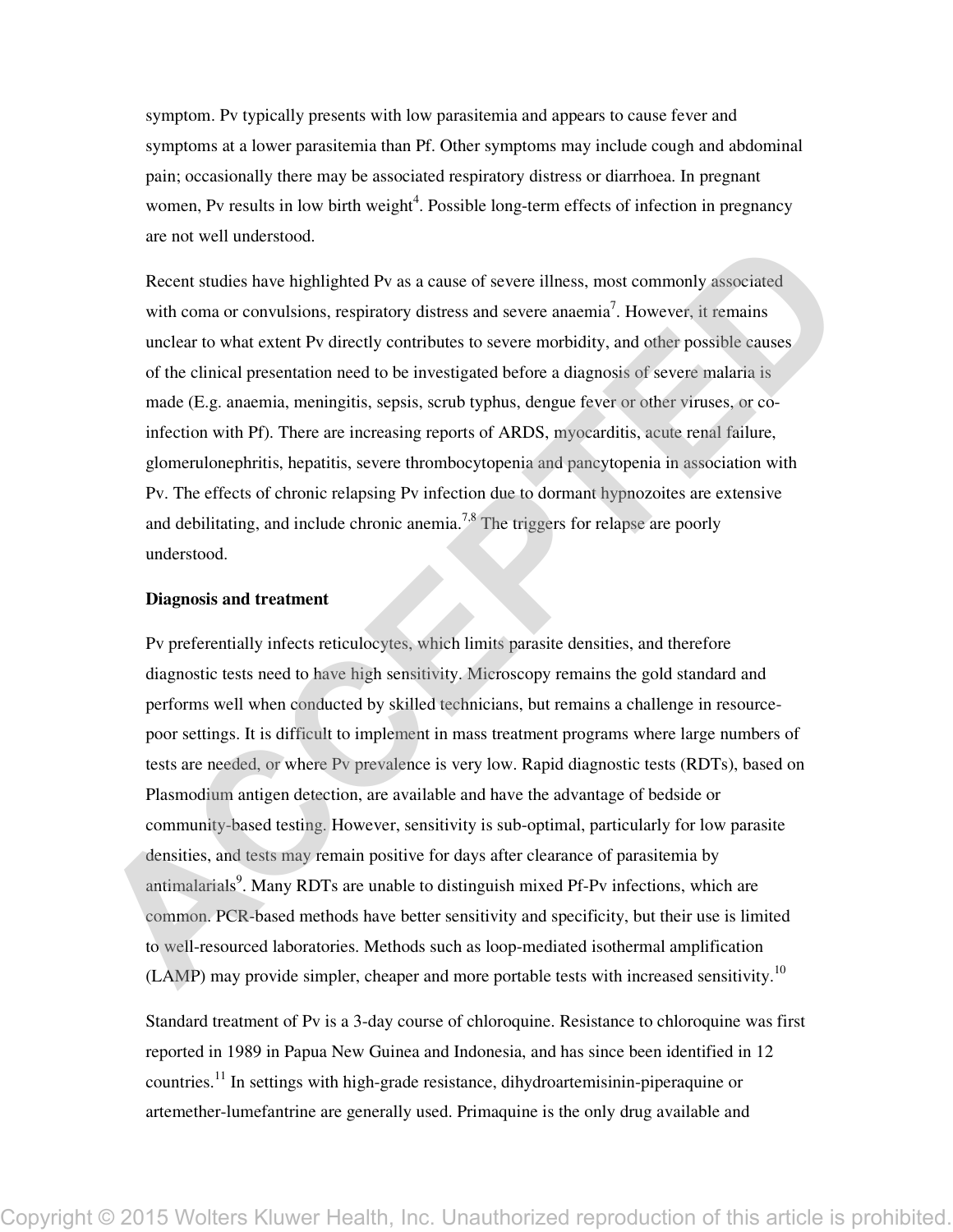symptom. Pv typically presents with low parasitemia and appears to cause fever and symptoms at a lower parasitemia than Pf. Other symptoms may include cough and abdominal pain; occasionally there may be associated respiratory distress or diarrhoea. In pregnant women, Pv results in low birth weight[4]. Possible long-term effects of infection in pregnancy are not well understood.

Recent studies have highlighted Pv as a cause of severe illness, most commonly associated with coma or convulsions, respiratory distress and severe anaemia[7]. However, it remains unclear to what extent Pv directly contributes to severe morbidity, and other possible causes of the clinical presentation need to be investigated before a diagnosis of severe malaria is made (E.g. anaemia, meningitis, sepsis, scrub typhus, dengue fever or other viruses, or co-infection with Pf). There are increasing reports of ARDS, myocarditis, acute renal failure, glomerulonephritis, hepatitis, severe thrombocytopenia and pancytopenia in association with Pv. The effects of chronic relapsing Pv infection due to dormant hypnozoites are extensive and debilitating, and include chronic anemia.[7,8] The triggers for relapse are poorly understood.

**Diagnosis and treatment**

Pv preferentially infects reticulocytes, which limits parasite densities, and therefore diagnostic tests need to have high sensitivity. Microscopy remains the gold standard and performs well when conducted by skilled technicians, but remains a challenge in resource-poor settings. It is difficult to implement in mass treatment programs where large numbers of tests are needed, or where Pv prevalence is very low. Rapid diagnostic tests (RDTs), based on Plasmodium antigen detection, are available and have the advantage of bedside or community-based testing. However, sensitivity is sub-optimal, particularly for low parasite densities, and tests may remain positive for days after clearance of parasitemia by antimalarials[9]. Many RDTs are unable to distinguish mixed Pf-Pv infections, which are common. PCR-based methods have better sensitivity and specificity, but their use is limited to well-resourced laboratories. Methods such as loop-mediated isothermal amplification (LAMP) may provide simpler, cheaper and more portable tests with increased sensitivity.[10]

Standard treatment of Pv is a 3-day course of chloroquine. Resistance to chloroquine was first reported in 1989 in Papua New Guinea and Indonesia, and has since been identified in 12 countries.[11] In settings with high-grade resistance, dihydroartemisinin-piperaquine or artemether-lumefantrine are generally used. Primaquine is the only drug available and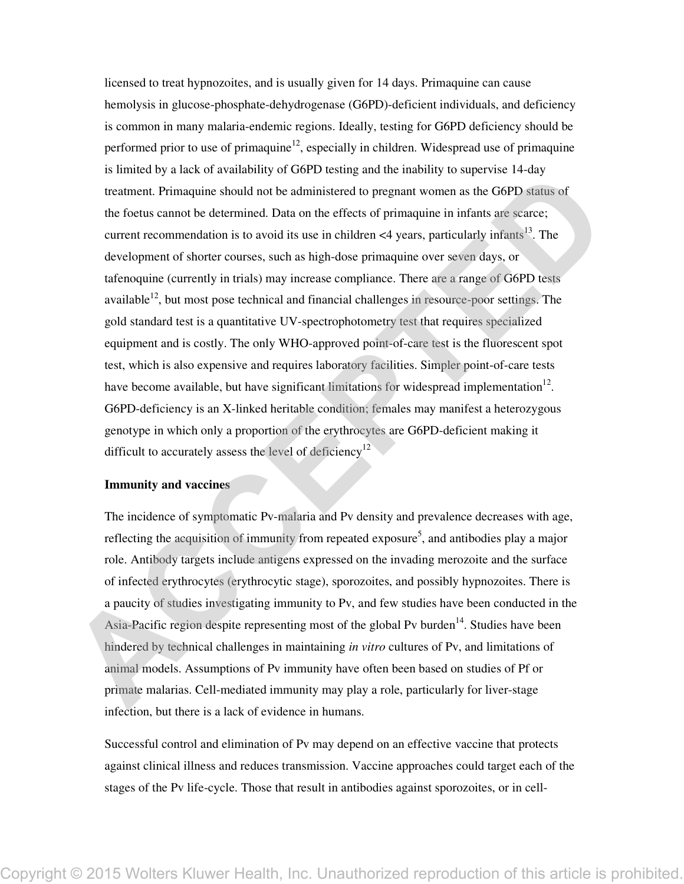licensed to treat hypnozoites, and is usually given for 14 days. Primaquine can cause hemolysis in glucose-phosphate-dehydrogenase (G6PD)-deficient individuals, and deficiency is common in many malaria-endemic regions. Ideally, testing for G6PD deficiency should be performed prior to use of primaquine[12], especially in children. Widespread use of primaquine is limited by a lack of availability of G6PD testing and the inability to supervise 14-day treatment. Primaquine should not be administered to pregnant women as the G6PD status of the foetus cannot be determined. Data on the effects of primaquine in infants are scarce; current recommendation is to avoid its use in children <4 years, particularly infants[13]. The development of shorter courses, such as high-dose primaquine over seven days, or tafenoquine (currently in trials) may increase compliance. There are a range of G6PD tests available[12], but most pose technical and financial challenges in resource-poor settings. The gold standard test is a quantitative UV-spectrophotometry test that requires specialized equipment and is costly. The only WHO-approved point-of-care test is the fluorescent spot test, which is also expensive and requires laboratory facilities. Simpler point-of-care tests have become available, but have significant limitations for widespread implementation[12]. G6PD-deficiency is an X-linked heritable condition; females may manifest a heterozygous genotype in which only a proportion of the erythrocytes are G6PD-deficient making it difficult to accurately assess the level of deficiency[12]

**Immunity and vaccines**

The incidence of symptomatic Pv-malaria and Pv density and prevalence decreases with age, reflecting the acquisition of immunity from repeated exposure[5], and antibodies play a major role. Antibody targets include antigens expressed on the invading merozoite and the surface of infected erythrocytes (erythrocytic stage), sporozoites, and possibly hypnozoites. There is a paucity of studies investigating immunity to Pv, and few studies have been conducted in the Asia-Pacific region despite representing most of the global Pv burden[14]. Studies have been hindered by technical challenges in maintaining *in vitro* cultures of Pv, and limitations of animal models. Assumptions of Pv immunity have often been based on studies of Pf or primate malarias. Cell-mediated immunity may play a role, particularly for liver-stage infection, but there is a lack of evidence in humans.

Successful control and elimination of Pv may depend on an effective vaccine that protects against clinical illness and reduces transmission. Vaccine approaches could target each of the stages of the Pv life-cycle. Those that result in antibodies against sporozoites, or in cell-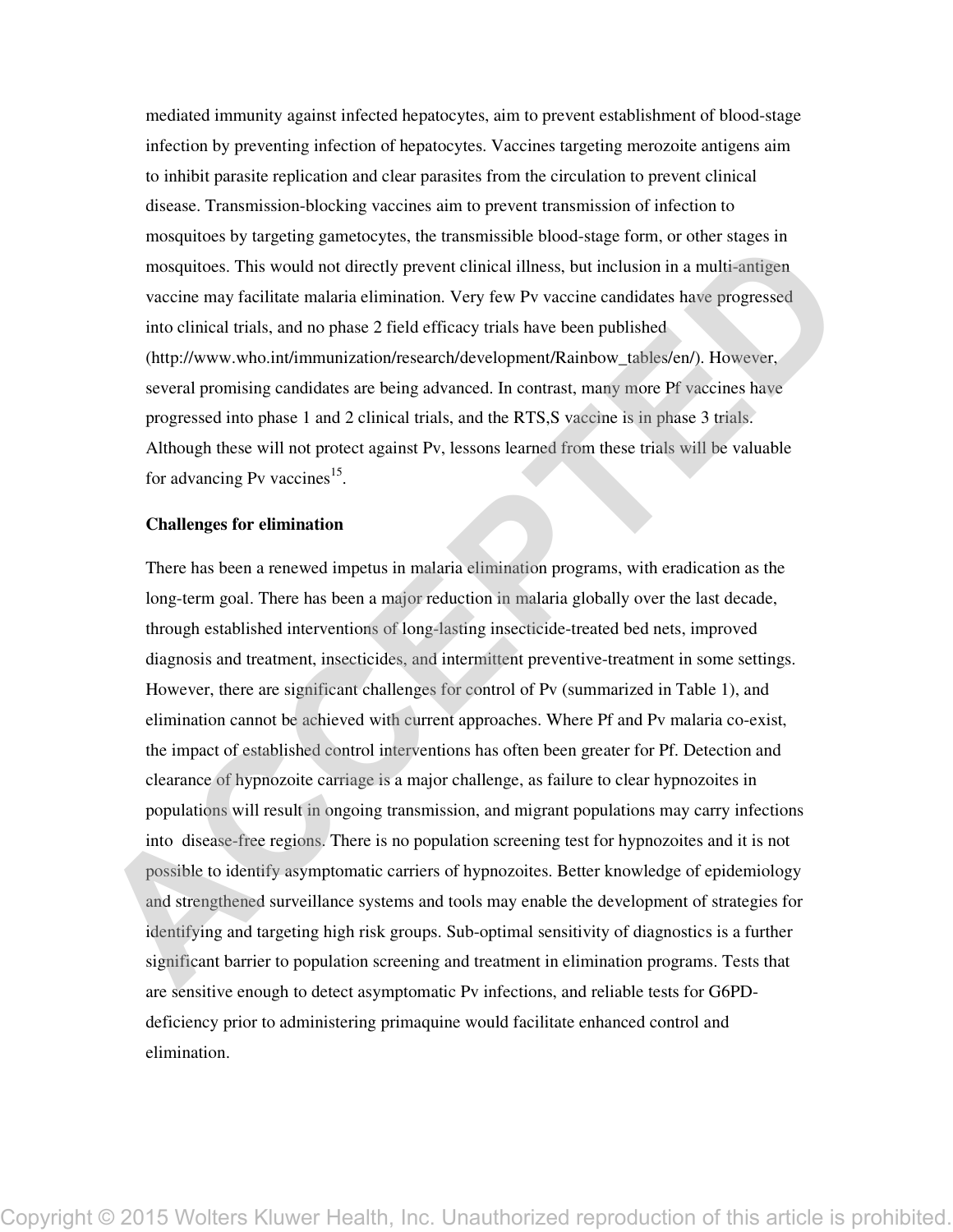mediated immunity against infected hepatocytes, aim to prevent establishment of blood-stage infection by preventing infection of hepatocytes. Vaccines targeting merozoite antigens aim to inhibit parasite replication and clear parasites from the circulation to prevent clinical disease. Transmission-blocking vaccines aim to prevent transmission of infection to mosquitoes by targeting gametocytes, the transmissible blood-stage form, or other stages in mosquitoes. This would not directly prevent clinical illness, but inclusion in a multi-antigen vaccine may facilitate malaria elimination. Very few Pv vaccine candidates have progressed into clinical trials, and no phase 2 field efficacy trials have been published (http://www.who.int/immunization/research/development/Rainbow_tables/en/). However, several promising candidates are being advanced. In contrast, many more Pf vaccines have progressed into phase 1 and 2 clinical trials, and the RTS,S vaccine is in phase 3 trials. Although these will not protect against Pv, lessons learned from these trials will be valuable for advancing Pv vaccines[15].

**Challenges for elimination**

There has been a renewed impetus in malaria elimination programs, with eradication as the long-term goal. There has been a major reduction in malaria globally over the last decade, through established interventions of long-lasting insecticide-treated bed nets, improved diagnosis and treatment, insecticides, and intermittent preventive-treatment in some settings. However, there are significant challenges for control of Pv (summarized in Table 1), and elimination cannot be achieved with current approaches. Where Pf and Pv malaria co-exist, the impact of established control interventions has often been greater for Pf. Detection and clearance of hypnozoite carriage is a major challenge, as failure to clear hypnozoites in populations will result in ongoing transmission, and migrant populations may carry infections into disease-free regions. There is no population screening test for hypnozoites and it is not possible to identify asymptomatic carriers of hypnozoites. Better knowledge of epidemiology and strengthened surveillance systems and tools may enable the development of strategies for identifying and targeting high risk groups. Sub-optimal sensitivity of diagnostics is a further significant barrier to population screening and treatment in elimination programs. Tests that are sensitive enough to detect asymptomatic Pv infections, and reliable tests for G6PD-deficiency prior to administering primaquine would facilitate enhanced control and elimination.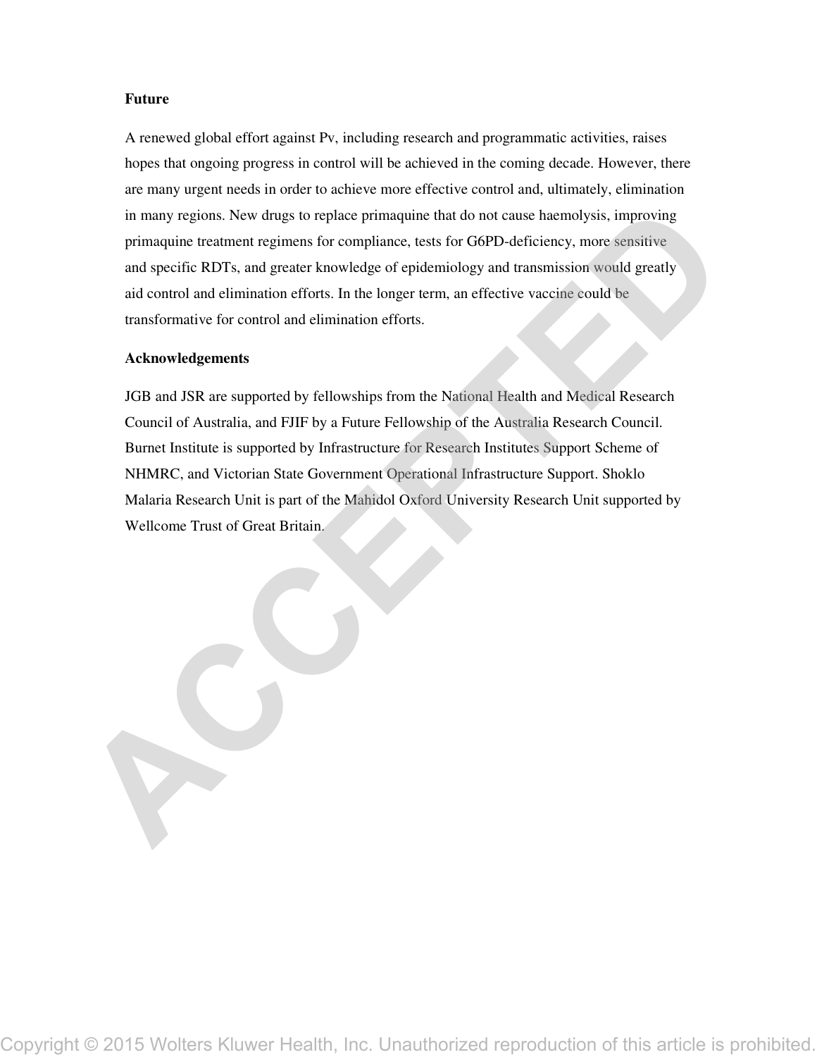## Future

A renewed global effort against Pv, including research and programmatic activities, raises hopes that ongoing progress in control will be achieved in the coming decade. However, there are many urgent needs in order to achieve more effective control and, ultimately, elimination in many regions. New drugs to replace primaquine that do not cause haemolysis, improving primaquine treatment regimens for compliance, tests for G6PD-deficiency, more sensitive and specific RDTs, and greater knowledge of epidemiology and transmission would greatly aid control and elimination efforts. In the longer term, an effective vaccine could be transformative for control and elimination efforts.

## Acknowledgements

JGB and JSR are supported by fellowships from the National Health and Medical Research Council of Australia, and FJIF by a Future Fellowship of the Australia Research Council. Burnet Institute is supported by Infrastructure for Research Institutes Support Scheme of NHMRC, and Victorian State Government Operational Infrastructure Support. Shoklo Malaria Research Unit is part of the Mahidol Oxford University Research Unit supported by Wellcome Trust of Great Britain.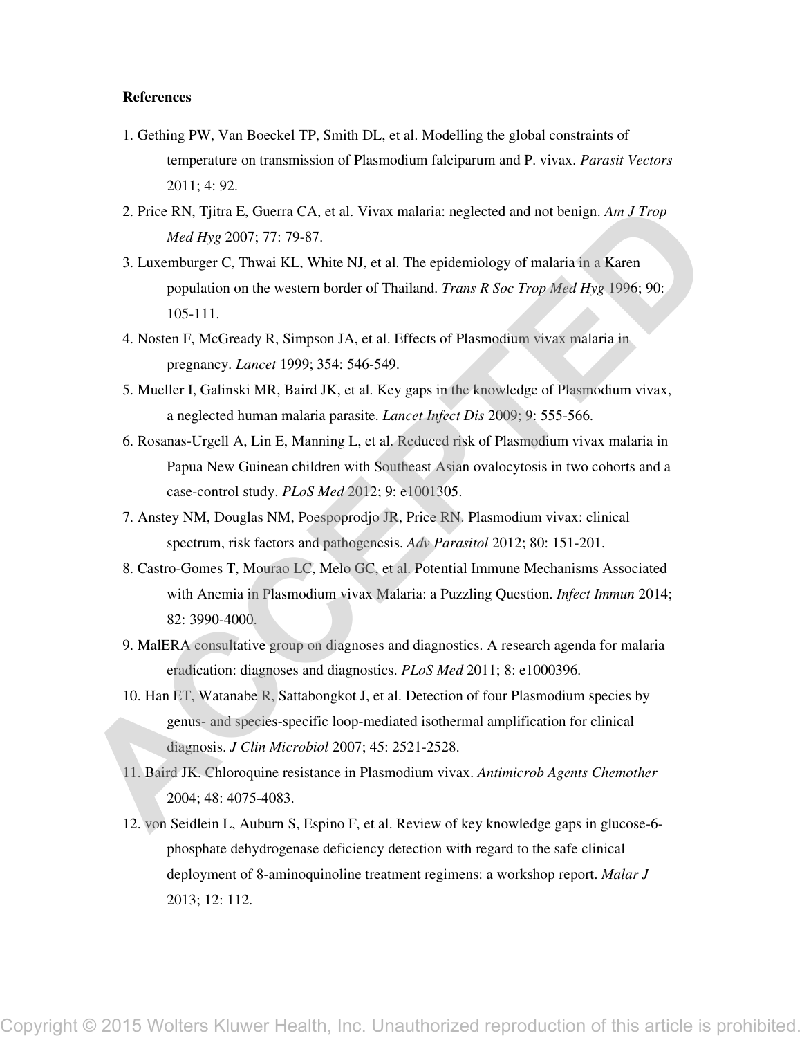**References**

1. Gething PW, Van Boeckel TP, Smith DL, et al. Modelling the global constraints of temperature on transmission of Plasmodium falciparum and P. vivax. *Parasit Vectors* 2011; 4: 92.
2. Price RN, Tjitra E, Guerra CA, et al. Vivax malaria: neglected and not benign. *Am J Trop Med Hyg* 2007; 77: 79-87.
3. Luxemburger C, Thwai KL, White NJ, et al. The epidemiology of malaria in a Karen population on the western border of Thailand. *Trans R Soc Trop Med Hyg* 1996; 90: 105-111.
4. Nosten F, McGready R, Simpson JA, et al. Effects of Plasmodium vivax malaria in pregnancy. *Lancet* 1999; 354: 546-549.
5. Mueller I, Galinski MR, Baird JK, et al. Key gaps in the knowledge of Plasmodium vivax, a neglected human malaria parasite. *Lancet Infect Dis* 2009; 9: 555-566.
6. Rosanas-Urgell A, Lin E, Manning L, et al. Reduced risk of Plasmodium vivax malaria in Papua New Guinean children with Southeast Asian ovalocytosis in two cohorts and a case-control study. *PLoS Med* 2012; 9: e1001305.
7. Anstey NM, Douglas NM, Poespoprodjo JR, Price RN. Plasmodium vivax: clinical spectrum, risk factors and pathogenesis. *Adv Parasitol* 2012; 80: 151-201.
8. Castro-Gomes T, Mourao LC, Melo GC, et al. Potential Immune Mechanisms Associated with Anemia in Plasmodium vivax Malaria: a Puzzling Question. *Infect Immun* 2014; 82: 3990-4000.
9. MalERA consultative group on diagnoses and diagnostics. A research agenda for malaria eradication: diagnoses and diagnostics. *PLoS Med* 2011; 8: e1000396.
10. Han ET, Watanabe R, Sattabongkot J, et al. Detection of four Plasmodium species by genus- and species-specific loop-mediated isothermal amplification for clinical diagnosis. *J Clin Microbiol* 2007; 45: 2521-2528.
11. Baird JK. Chloroquine resistance in Plasmodium vivax. *Antimicrob Agents Chemother* 2004; 48: 4075-4083.
12. von Seidlein L, Auburn S, Espino F, et al. Review of key knowledge gaps in glucose-6-phosphate dehydrogenase deficiency detection with regard to the safe clinical deployment of 8-aminoquinoline treatment regimens: a workshop report. *Malar J* 2013; 12: 112.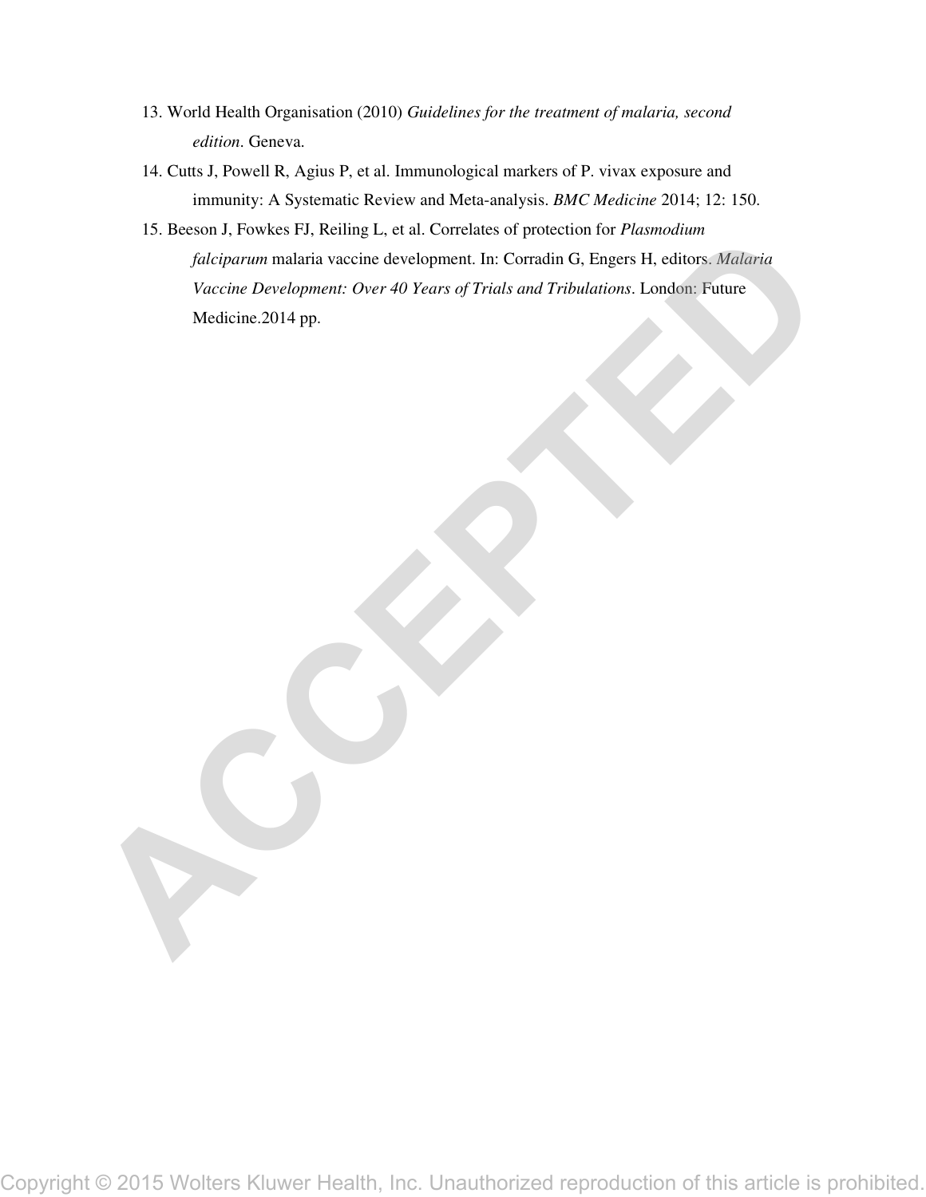13. World Health Organisation (2010) *Guidelines for the treatment of malaria, second edition*. Geneva.
14. Cutts J, Powell R, Agius P, et al. Immunological markers of P. vivax exposure and immunity: A Systematic Review and Meta-analysis. *BMC Medicine* 2014; 12: 150.
15. Beeson J, Fowkes FJ, Reiling L, et al. Correlates of protection for *Plasmodium falciparum* malaria vaccine development. In: Corradin G, Engers H, editors. *Malaria Vaccine Development: Over 40 Years of Trials and Tribulations*. London: Future Medicine.2014 pp.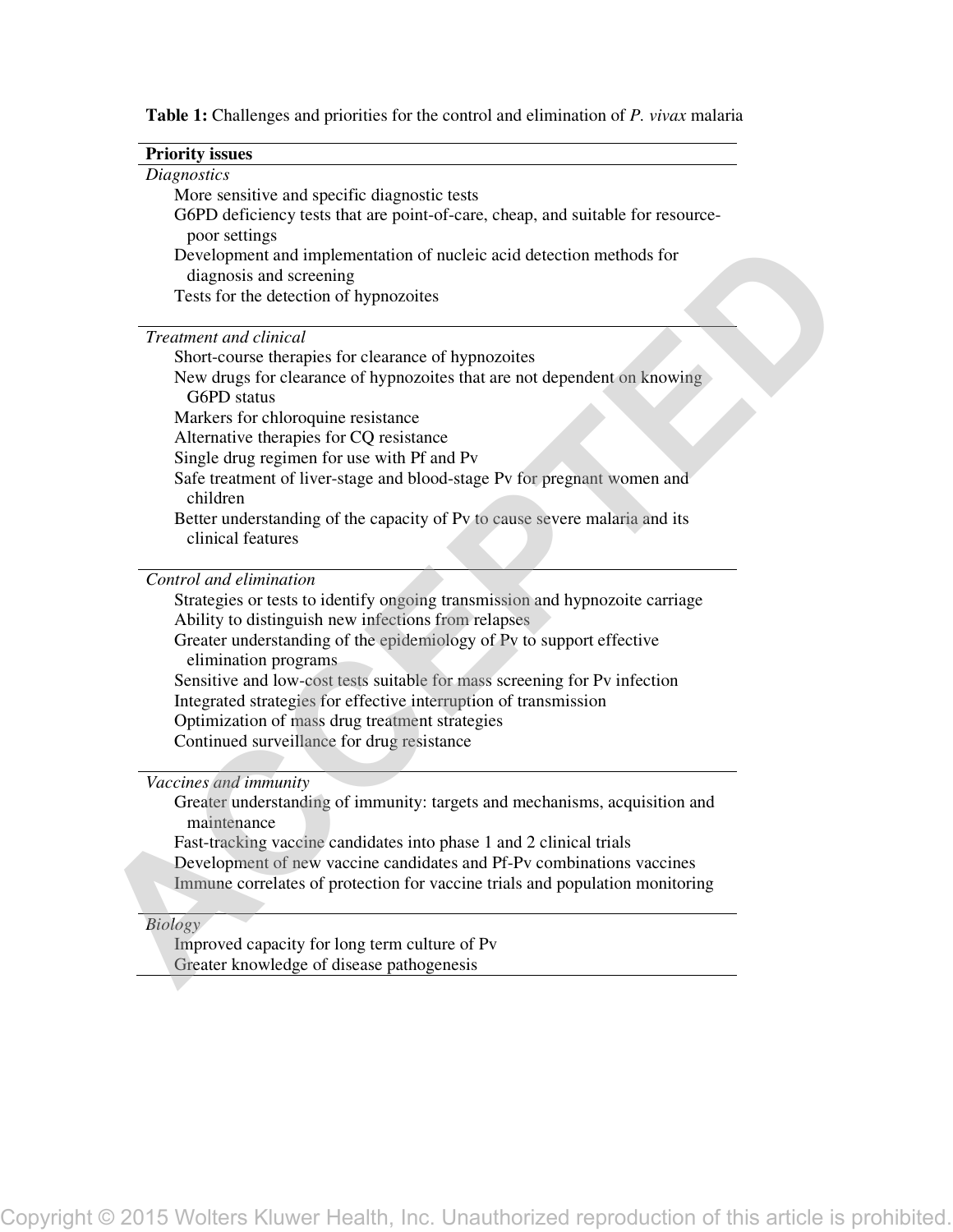**Table 1:** Challenges and priorities for the control and elimination of *P. vivax* malaria

| Priority issues |
|---|
| *Diagnostics* |
| More sensitive and specific diagnostic tests |
| G6PD deficiency tests that are point-of-care, cheap, and suitable for resource-poor settings |
| Development and implementation of nucleic acid detection methods for diagnosis and screening |
| Tests for the detection of hypnozoites |
| *Treatment and clinical* |
| Short-course therapies for clearance of hypnozoites |
| New drugs for clearance of hypnozoites that are not dependent on knowing G6PD status |
| Markers for chloroquine resistance |
| Alternative therapies for CQ resistance |
| Single drug regimen for use with Pf and Pv |
| Safe treatment of liver-stage and blood-stage Pv for pregnant women and children |
| Better understanding of the capacity of Pv to cause severe malaria and its clinical features |
| *Control and elimination* |
| Strategies or tests to identify ongoing transmission and hypnozoite carriage |
| Ability to distinguish new infections from relapses |
| Greater understanding of the epidemiology of Pv to support effective elimination programs |
| Sensitive and low-cost tests suitable for mass screening for Pv infection |
| Integrated strategies for effective interruption of transmission |
| Optimization of mass drug treatment strategies |
| Continued surveillance for drug resistance |
| *Vaccines and immunity* |
| Greater understanding of immunity: targets and mechanisms, acquisition and maintenance |
| Fast-tracking vaccine candidates into phase 1 and 2 clinical trials |
| Development of new vaccine candidates and Pf-Pv combinations vaccines |
| Immune correlates of protection for vaccine trials and population monitoring |
| *Biology* |
| Improved capacity for long term culture of Pv |
| Greater knowledge of disease pathogenesis |